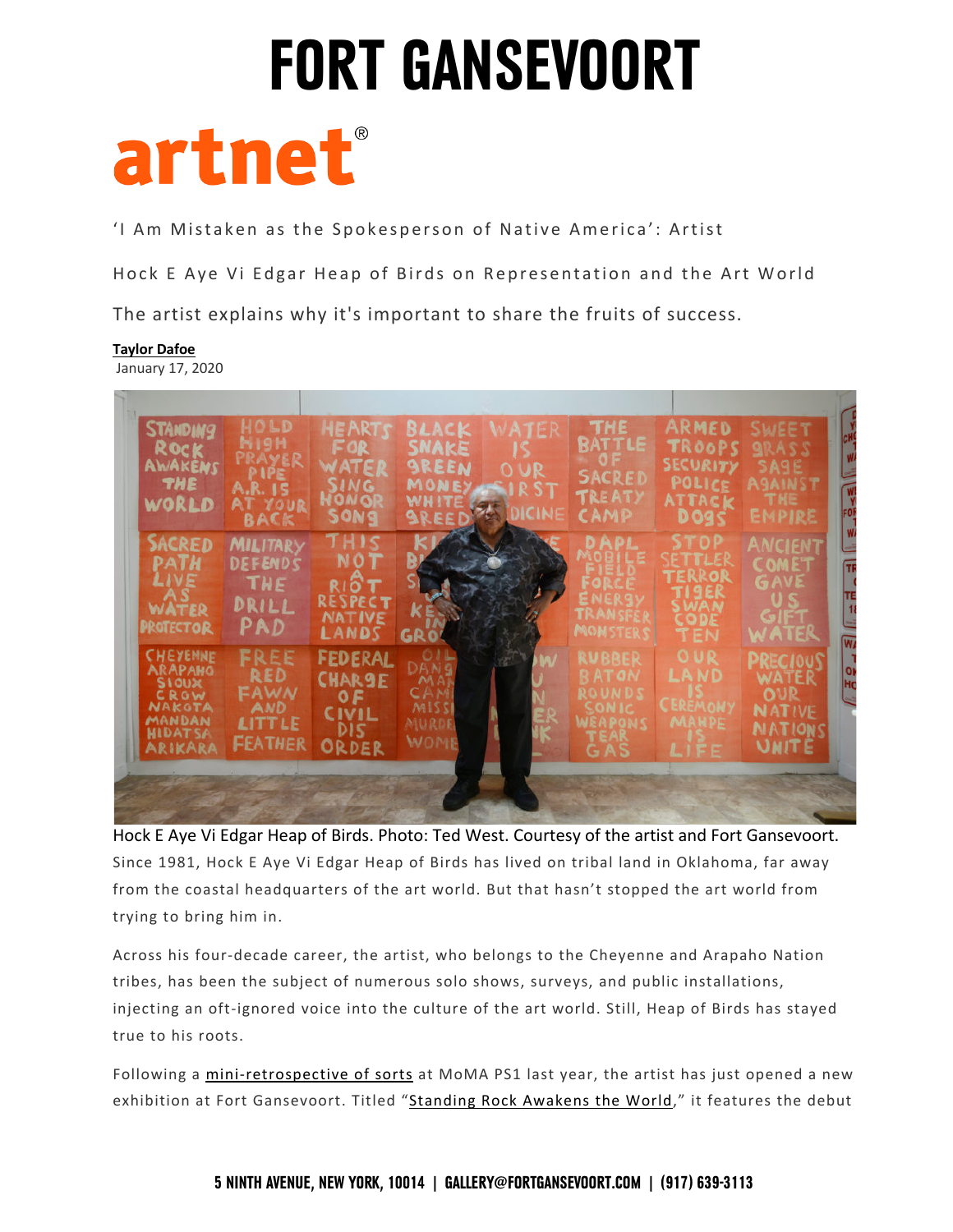# FORT GANSEVOORT

artnet®

'I Am Mistaken as the Spokesperson of Native America': Artist Hock E Aye Vi Edgar Heap of Birds on Representation and the Art World

The artist explains why it's important to share the fruits of success.

**Taylor Dafoe**
January 17, 2020

Hock E Aye Vi Edgar Heap of Birds. Photo: Ted West. Courtesy of the artist and Fort Gansevoort.

Since 1981, Hock E Aye Vi Edgar Heap of Birds has lived on tribal land in Oklahoma, far away from the coastal headquarters of the art world. But that hasn't stopped the art world from trying to bring him in.

Across his four-decade career, the artist, who belongs to the Cheyenne and Arapaho Nation tribes, has been the subject of numerous solo shows, surveys, and public installations, injecting an oft-ignored voice into the culture of the art world. Still, Heap of Birds has stayed true to his roots.

Following a mini-retrospective of sorts at MoMA PS1 last year, the artist has just opened a new exhibition at Fort Gansevoort. Titled "Standing Rock Awakens the World," it features the debut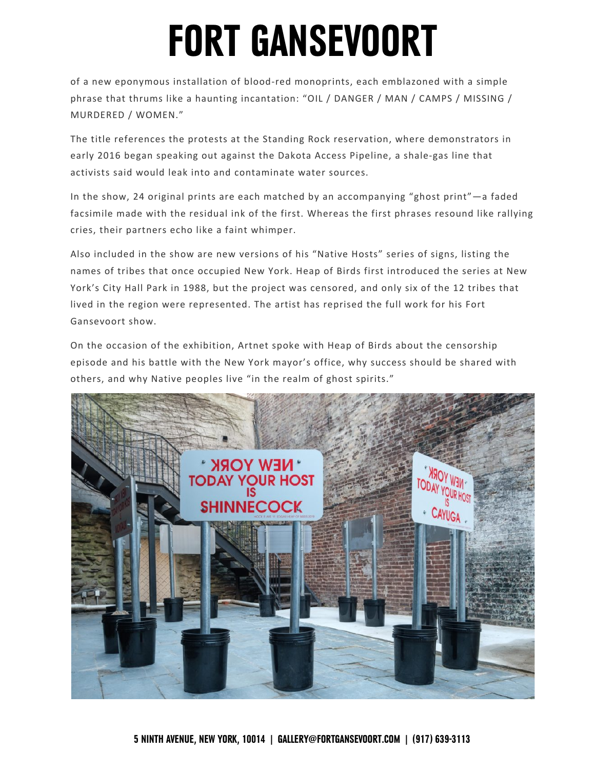of a new eponymous installation of blood-red monoprints, each emblazoned with a simple phrase that thrums like a haunting incantation: "OIL / DANGER / MAN / CAMPS / MISSING / MURDERED / WOMEN."

The title references the protests at the Standing Rock reservation, where demonstrators in early 2016 began speaking out against the Dakota Access Pipeline, a shale-gas line that activists said would leak into and contaminate water sources.

In the show, 24 original prints are each matched by an accompanying "ghost print"—a faded facsimile made with the residual ink of the first. Whereas the first phrases resound like rallying cries, their partners echo like a faint whimper.

Also included in the show are new versions of his "Native Hosts" series of signs, listing the names of tribes that once occupied New York. Heap of Birds first introduced the series at New York's City Hall Park in 1988, but the project was censored, and only six of the 12 tribes that lived in the region were represented. The artist has reprised the full work for his Fort Gansevoort show.

On the occasion of the exhibition, Artnet spoke with Heap of Birds about the censorship episode and his battle with the New York mayor's office, why success should be shared with others, and why Native peoples live "in the realm of ghost spirits."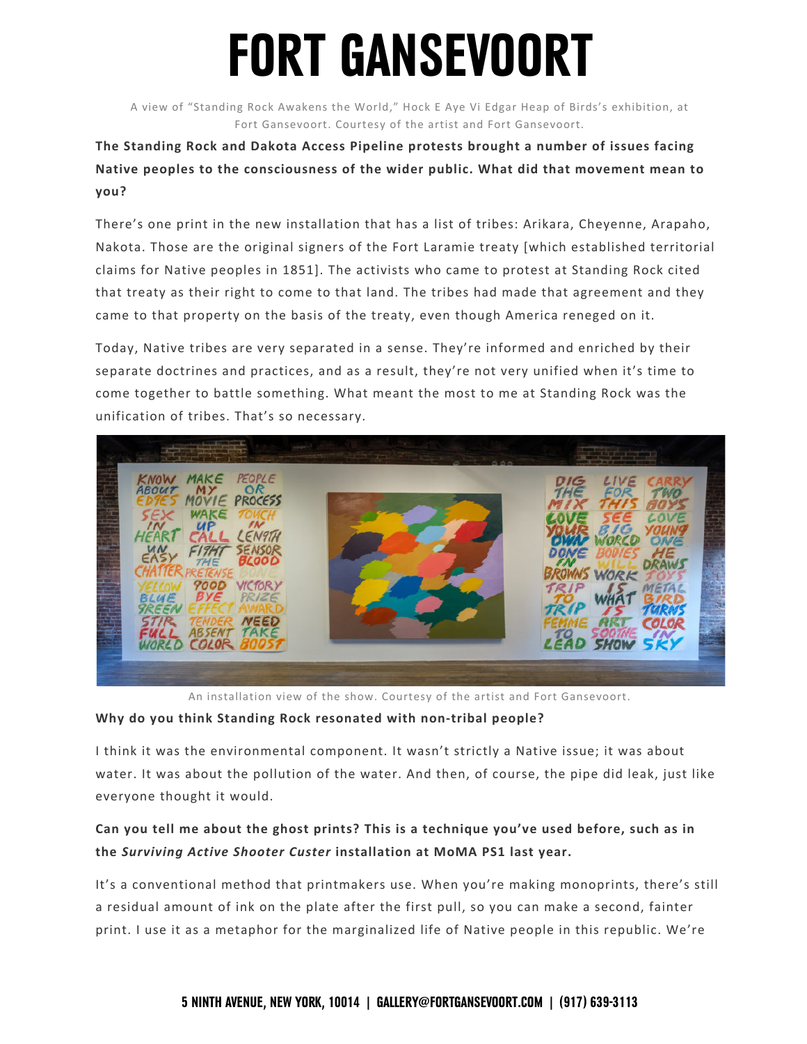A view of "Standing Rock Awakens the World," Hock E Aye Vi Edgar Heap of Birds's exhibition, at Fort Gansevoort. Courtesy of the artist and Fort Gansevoort.

**The Standing Rock and Dakota Access Pipeline protests brought a number of issues facing Native peoples to the consciousness of the wider public. What did that movement mean to you?**

There's one print in the new installation that has a list of tribes: Arikara, Cheyenne, Arapaho, Nakota. Those are the original signers of the Fort Laramie treaty [which established territorial claims for Native peoples in 1851]. The activists who came to protest at Standing Rock cited that treaty as their right to come to that land. The tribes had made that agreement and they came to that property on the basis of the treaty, even though America reneged on it.

Today, Native tribes are very separated in a sense. They're informed and enriched by their separate doctrines and practices, and as a result, they're not very unified when it's time to come together to battle something. What meant the most to me at Standing Rock was the unification of tribes. That's so necessary.

An installation view of the show. Courtesy of the artist and Fort Gansevoort.

**Why do you think Standing Rock resonated with non-tribal people?**

I think it was the environmental component. It wasn't strictly a Native issue; it was about water. It was about the pollution of the water. And then, of course, the pipe did leak, just like everyone thought it would.

**Can you tell me about the ghost prints? This is a technique you've used before, such as in the *Surviving Active Shooter Custer* installation at MoMA PS1 last year.**

It's a conventional method that printmakers use. When you're making monoprints, there's still a residual amount of ink on the plate after the first pull, so you can make a second, fainter print. I use it as a metaphor for the marginalized life of Native people in this republic. We're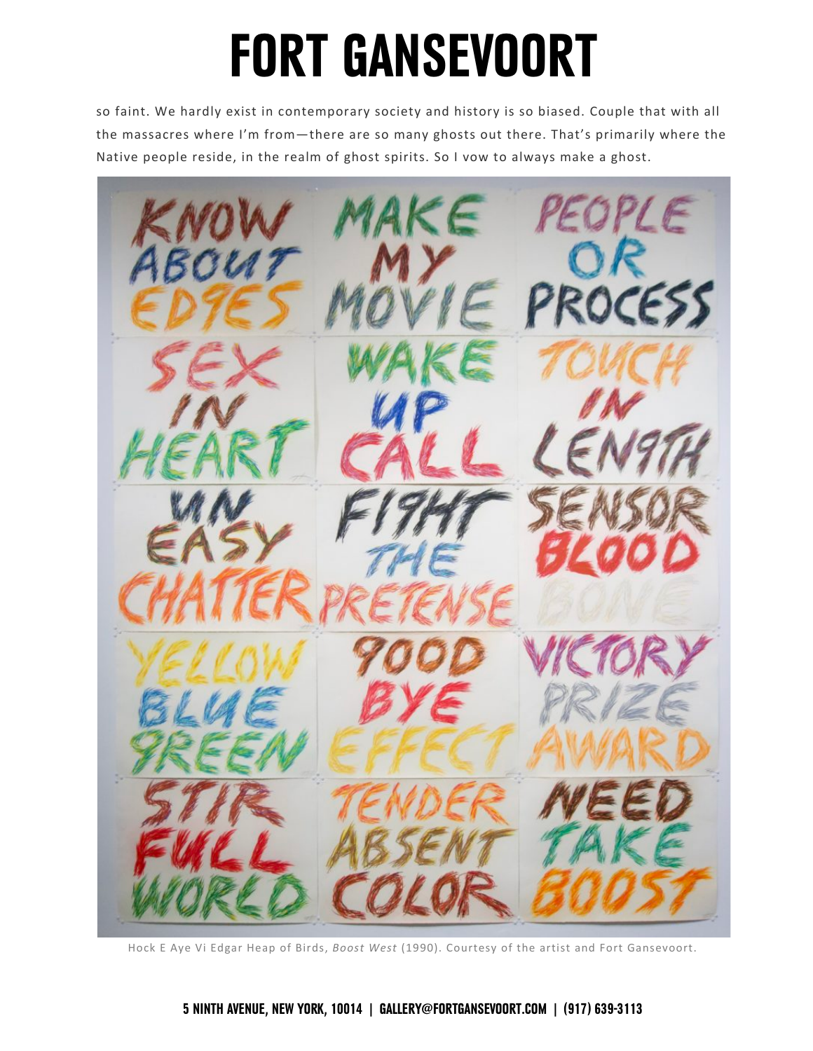so faint. We hardly exist in contemporary society and history is so biased. Couple that with all the massacres where I'm from—there are so many ghosts out there. That's primarily where the Native people reside, in the realm of ghost spirits. So I vow to always make a ghost.

Hock E Aye Vi Edgar Heap of Birds, *Boost West* (1990). Courtesy of the artist and Fort Gansevoort.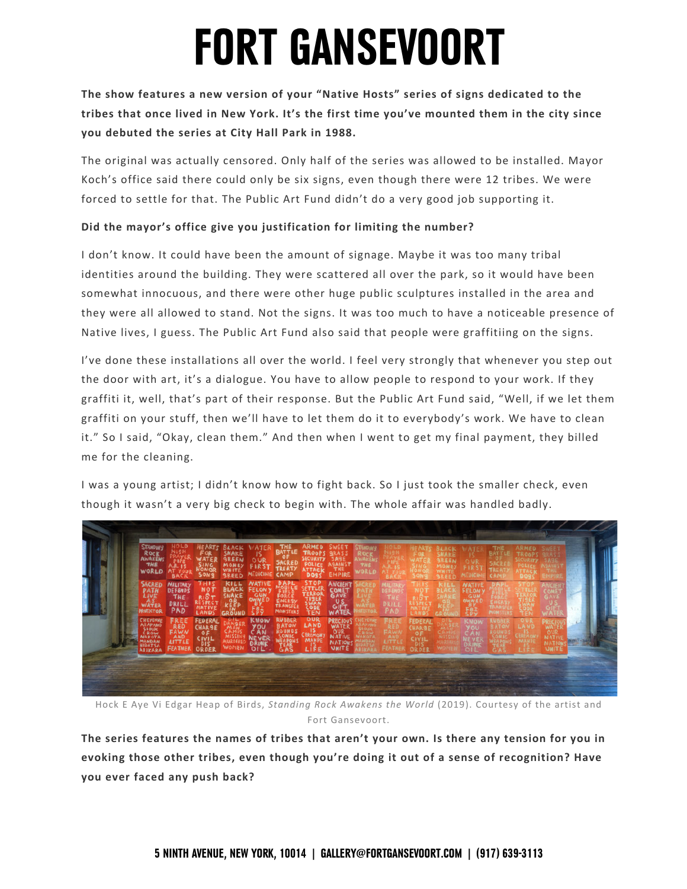**The show features a new version of your "Native Hosts" series of signs dedicated to the tribes that once lived in New York. It's the first time you've mounted them in the city since you debuted the series at City Hall Park in 1988.**

The original was actually censored. Only half of the series was allowed to be installed. Mayor Koch's office said there could only be six signs, even though there were 12 tribes. We were forced to settle for that. The Public Art Fund didn't do a very good job supporting it.

**Did the mayor's office give you justification for limiting the number?**

I don't know. It could have been the amount of signage. Maybe it was too many tribal identities around the building. They were scattered all over the park, so it would have been somewhat innocuous, and there were other huge public sculptures installed in the area and they were all allowed to stand. Not the signs. It was too much to have a noticeable presence of Native lives, I guess. The Public Art Fund also said that people were graffitiing on the signs.

I've done these installations all over the world. I feel very strongly that whenever you step out the door with art, it's a dialogue. You have to allow people to respond to your work. If they graffiti it, well, that's part of their response. But the Public Art Fund said, "Well, if we let them graffiti on your stuff, then we'll have to let them do it to everybody's work. We have to clean it." So I said, "Okay, clean them." And then when I went to get my final payment, they billed me for the cleaning.

I was a young artist; I didn't know how to fight back. So I just took the smaller check, even though it wasn't a very big check to begin with. The whole affair was handled badly.

Hock E Aye Vi Edgar Heap of Birds, *Standing Rock Awakens the World* (2019). Courtesy of the artist and Fort Gansevoort.

**The series features the names of tribes that aren't your own. Is there any tension for you in evoking those other tribes, even though you're doing it out of a sense of recognition? Have you ever faced any push back?**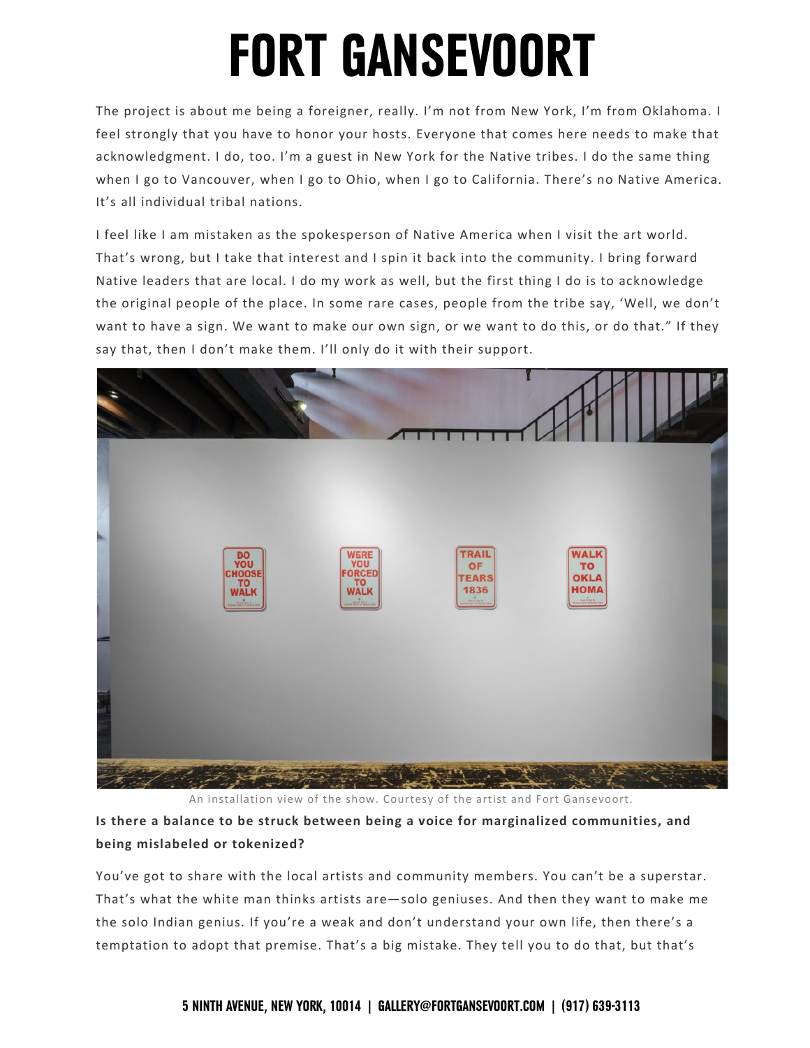The project is about me being a foreigner, really. I'm not from New York, I'm from Oklahoma. I feel strongly that you have to honor your hosts. Everyone that comes here needs to make that acknowledgment. I do, too. I'm a guest in New York for the Native tribes. I do the same thing when I go to Vancouver, when I go to Ohio, when I go to California. There's no Native America. It's all individual tribal nations.

I feel like I am mistaken as the spokesperson of Native America when I visit the art world. That's wrong, but I take that interest and I spin it back into the community. I bring forward Native leaders that are local. I do my work as well, but the first thing I do is to acknowledge the original people of the place. In some rare cases, people from the tribe say, 'Well, we don't want to have a sign. We want to make our own sign, or we want to do this, or do that." If they say that, then I don't make them. I'll only do it with their support.

An installation view of the show. Courtesy of the artist and Fort Gansevoort.

**Is there a balance to be struck between being a voice for marginalized communities, and being mislabeled or tokenized?**

You've got to share with the local artists and community members. You can't be a superstar. That's what the white man thinks artists are—solo geniuses. And then they want to make me the solo Indian genius. If you're a weak and don't understand your own life, then there's a temptation to adopt that premise. That's a big mistake. They tell you to do that, but that's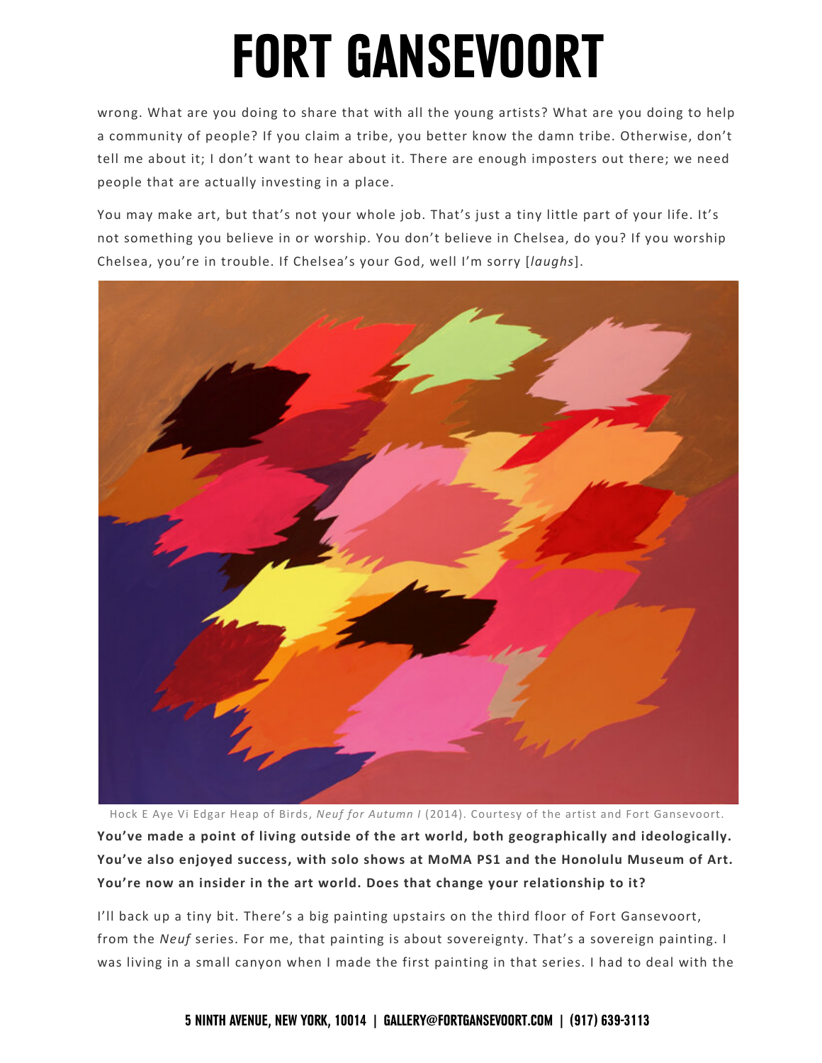wrong. What are you doing to share that with all the young artists? What are you doing to help a community of people? If you claim a tribe, you better know the damn tribe. Otherwise, don't tell me about it; I don't want to hear about it. There are enough imposters out there; we need people that are actually investing in a place.

You may make art, but that's not your whole job. That's just a tiny little part of your life. It's not something you believe in or worship. You don't believe in Chelsea, do you? If you worship Chelsea, you're in trouble. If Chelsea's your God, well I'm sorry [*laughs*].

Hock E Aye Vi Edgar Heap of Birds, *Neuf for Autumn I* (2014). Courtesy of the artist and Fort Gansevoort.

**You've made a point of living outside of the art world, both geographically and ideologically. You've also enjoyed success, with solo shows at MoMA PS1 and the Honolulu Museum of Art. You're now an insider in the art world. Does that change your relationship to it?**

I'll back up a tiny bit. There's a big painting upstairs on the third floor of Fort Gansevoort, from the *Neuf* series. For me, that painting is about sovereignty. That's a sovereign painting. I was living in a small canyon when I made the first painting in that series. I had to deal with the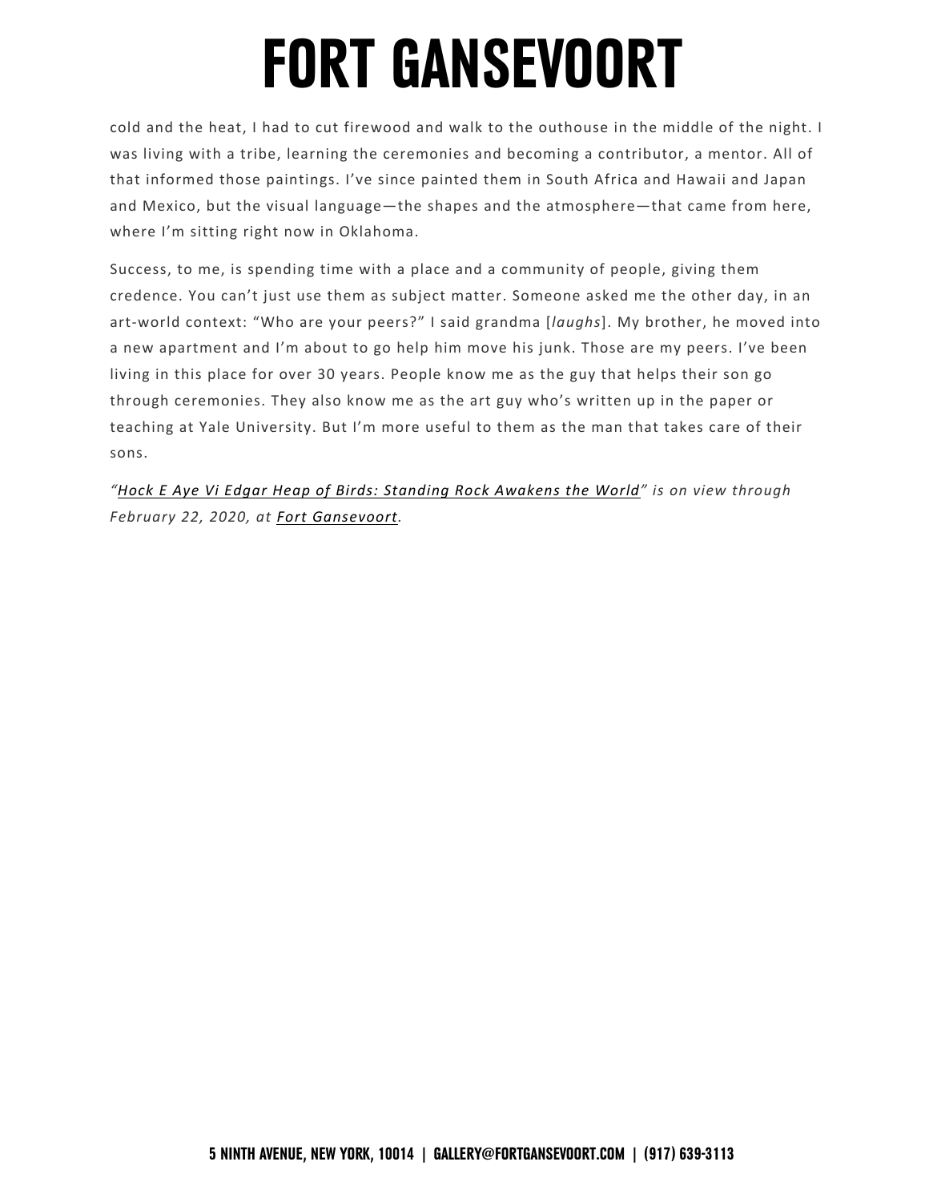cold and the heat, I had to cut firewood and walk to the outhouse in the middle of the night. I was living with a tribe, learning the ceremonies and becoming a contributor, a mentor. All of that informed those paintings. I've since painted them in South Africa and Hawaii and Japan and Mexico, but the visual language—the shapes and the atmosphere—that came from here, where I'm sitting right now in Oklahoma.

Success, to me, is spending time with a place and a community of people, giving them credence. You can't just use them as subject matter. Someone asked me the other day, in an art-world context: "Who are your peers?" I said grandma [*laughs*]. My brother, he moved into a new apartment and I'm about to go help him move his junk. Those are my peers. I've been living in this place for over 30 years. People know me as the guy that helps their son go through ceremonies. They also know me as the art guy who's written up in the paper or teaching at Yale University. But I'm more useful to them as the man that takes care of their sons.

*"Hock E Aye Vi Edgar Heap of Birds: Standing Rock Awakens the World" is on view through February 22, 2020, at Fort Gansevoort.*